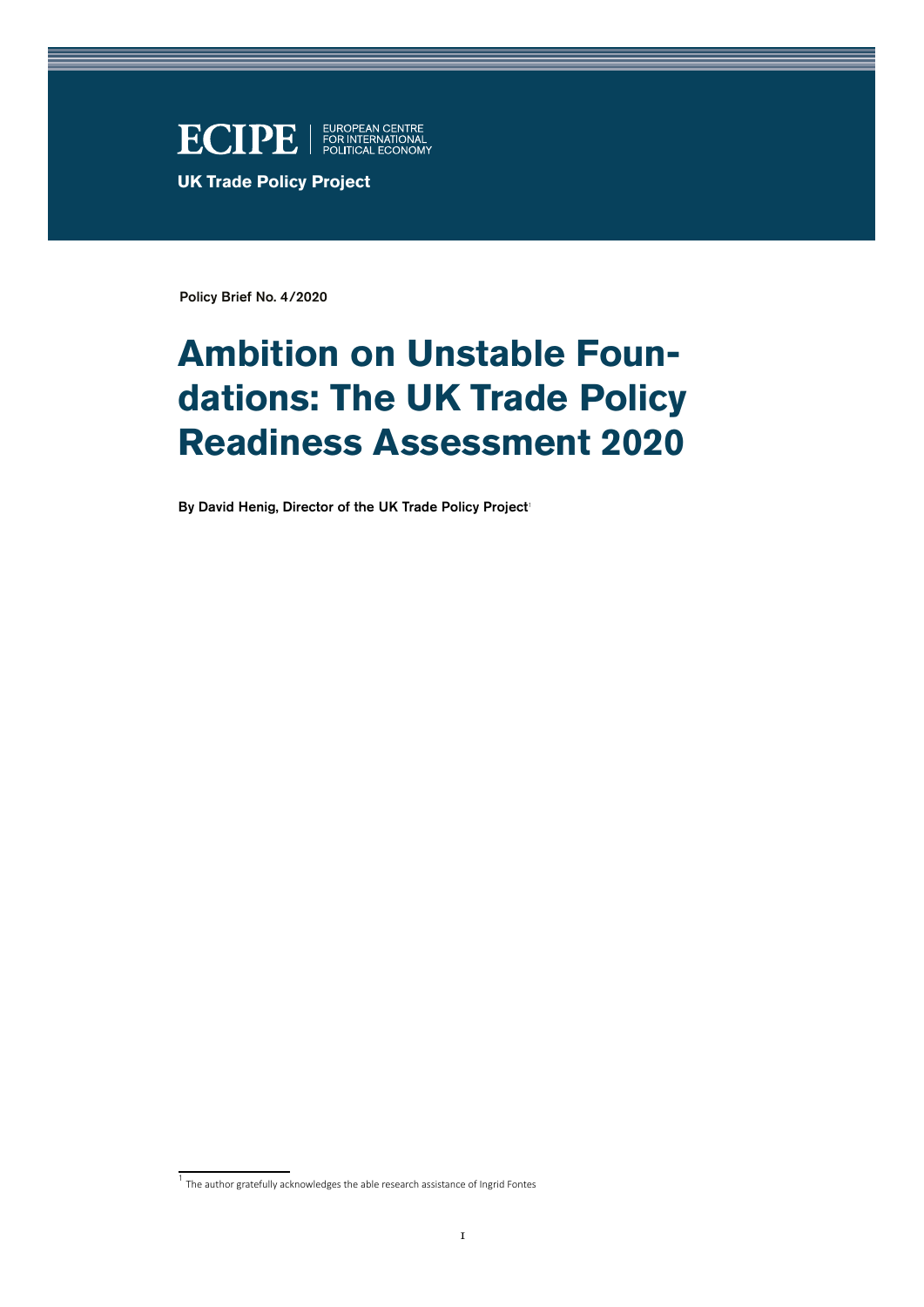ECIPE | EUROPEAN CENTRE FOR INTERNATIONAL POLITICAL ECONOMY

**UK Trade Policy Project**

**Policy Brief No. 4/2020**

# Ambition on Unstable Foundations: The UK Trade Policy Readiness Assessment 2020

**By David Henig, Director of the UK Trade Policy Project**[1]

[1] The author gratefully acknowledges the able research assistance of Ingrid Fontes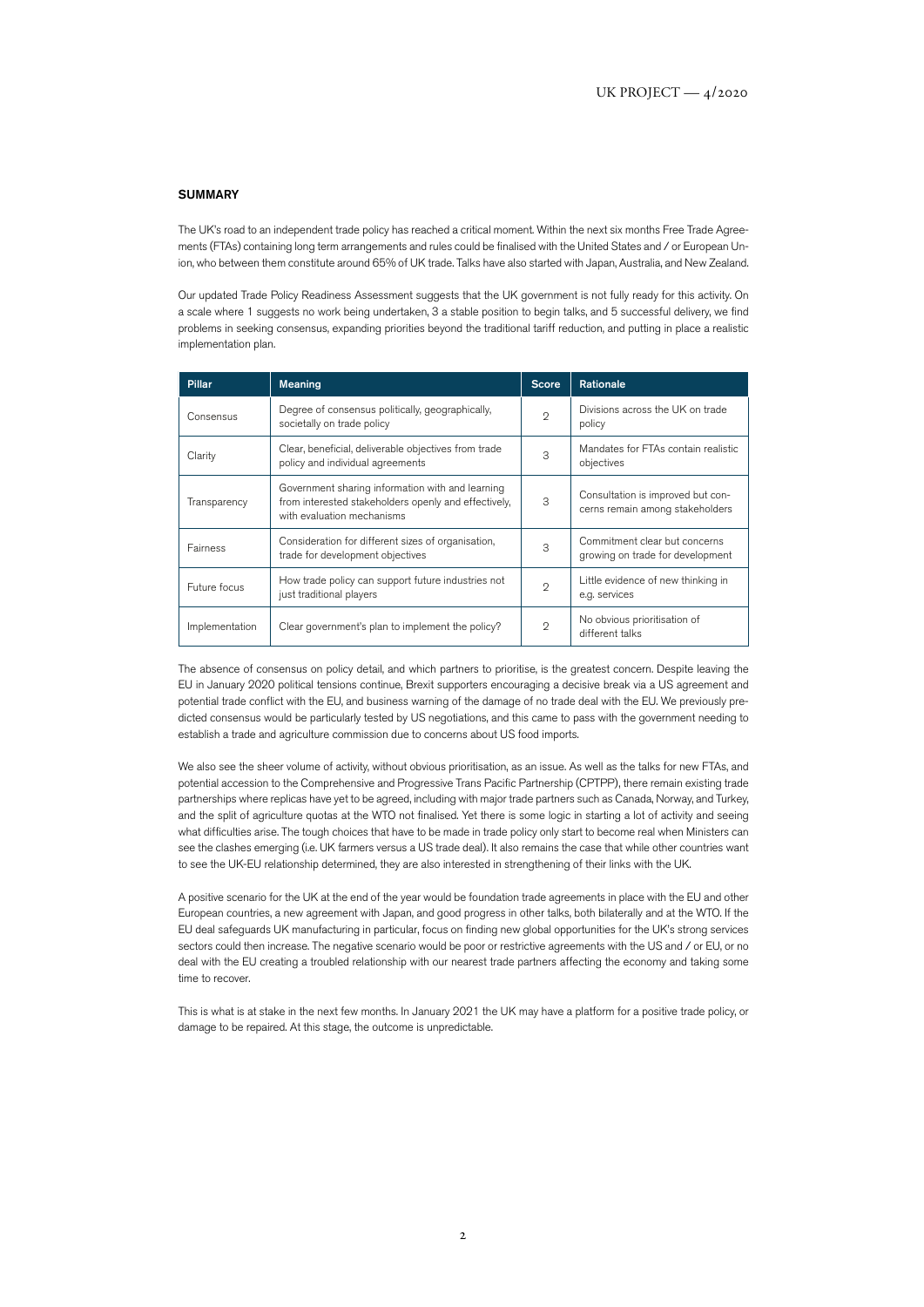## SUMMARY

The UK's road to an independent trade policy has reached a critical moment. Within the next six months Free Trade Agreements (FTAs) containing long term arrangements and rules could be finalised with the United States and / or European Union, who between them constitute around 65% of UK trade. Talks have also started with Japan, Australia, and New Zealand.

Our updated Trade Policy Readiness Assessment suggests that the UK government is not fully ready for this activity. On a scale where 1 suggests no work being undertaken, 3 a stable position to begin talks, and 5 successful delivery, we find problems in seeking consensus, expanding priorities beyond the traditional tariff reduction, and putting in place a realistic implementation plan.

| Pillar | Meaning | Score | Rationale |
|---|---|---|---|
| Consensus | Degree of consensus politically, geographically, societally on trade policy | 2 | Divisions across the UK on trade policy |
| Clarity | Clear, beneficial, deliverable objectives from trade policy and individual agreements | 3 | Mandates for FTAs contain realistic objectives |
| Transparency | Government sharing information with and learning from interested stakeholders openly and effectively, with evaluation mechanisms | 3 | Consultation is improved but concerns remain among stakeholders |
| Fairness | Consideration for different sizes of organisation, trade for development objectives | 3 | Commitment clear but concerns growing on trade for development |
| Future focus | How trade policy can support future industries not just traditional players | 2 | Little evidence of new thinking in e.g. services |
| Implementation | Clear government's plan to implement the policy? | 2 | No obvious prioritisation of different talks |

The absence of consensus on policy detail, and which partners to prioritise, is the greatest concern. Despite leaving the EU in January 2020 political tensions continue, Brexit supporters encouraging a decisive break via a US agreement and potential trade conflict with the EU, and business warning of the damage of no trade deal with the EU. We previously predicted consensus would be particularly tested by US negotiations, and this came to pass with the government needing to establish a trade and agriculture commission due to concerns about US food imports.

We also see the sheer volume of activity, without obvious prioritisation, as an issue. As well as the talks for new FTAs, and potential accession to the Comprehensive and Progressive Trans Pacific Partnership (CPTPP), there remain existing trade partnerships where replicas have yet to be agreed, including with major trade partners such as Canada, Norway, and Turkey, and the split of agriculture quotas at the WTO not finalised. Yet there is some logic in starting a lot of activity and seeing what difficulties arise. The tough choices that have to be made in trade policy only start to become real when Ministers can see the clashes emerging (i.e. UK farmers versus a US trade deal). It also remains the case that while other countries want to see the UK-EU relationship determined, they are also interested in strengthening of their links with the UK.

A positive scenario for the UK at the end of the year would be foundation trade agreements in place with the EU and other European countries, a new agreement with Japan, and good progress in other talks, both bilaterally and at the WTO. If the EU deal safeguards UK manufacturing in particular, focus on finding new global opportunities for the UK's strong services sectors could then increase. The negative scenario would be poor or restrictive agreements with the US and / or EU, or no deal with the EU creating a troubled relationship with our nearest trade partners affecting the economy and taking some time to recover.

This is what is at stake in the next few months. In January 2021 the UK may have a platform for a positive trade policy, or damage to be repaired. At this stage, the outcome is unpredictable.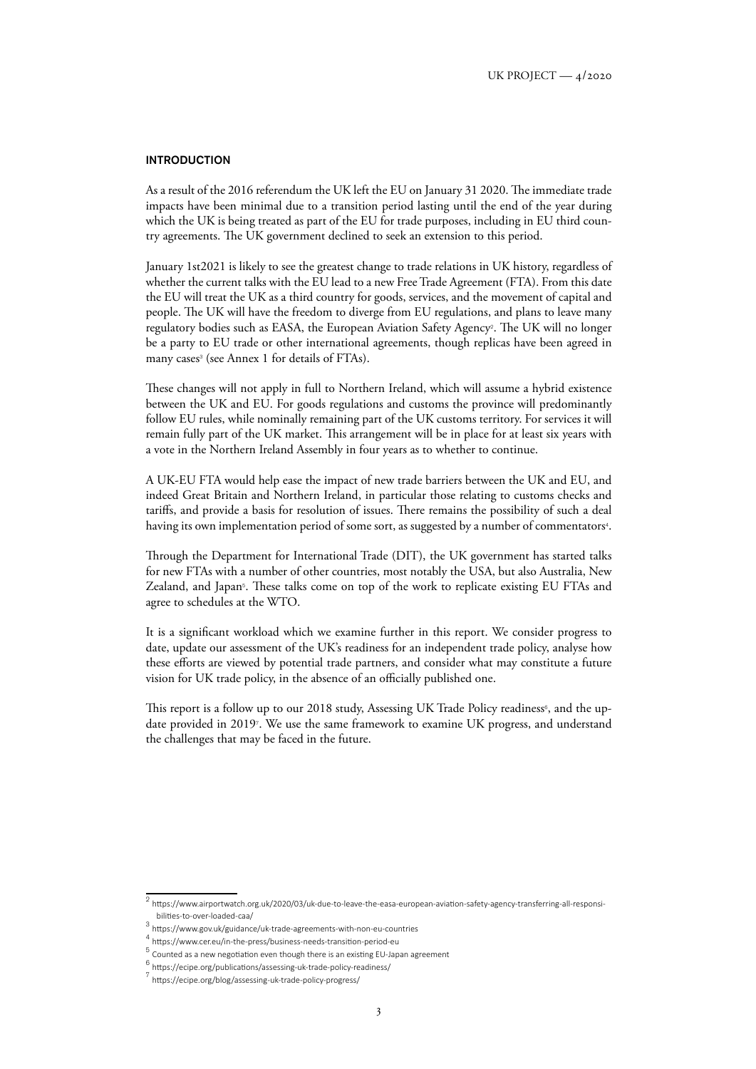## INTRODUCTION

As a result of the 2016 referendum the UK left the EU on January 31 2020. The immediate trade impacts have been minimal due to a transition period lasting until the end of the year during which the UK is being treated as part of the EU for trade purposes, including in EU third country agreements. The UK government declined to seek an extension to this period.

January 1st2021 is likely to see the greatest change to trade relations in UK history, regardless of whether the current talks with the EU lead to a new Free Trade Agreement (FTA). From this date the EU will treat the UK as a third country for goods, services, and the movement of capital and people. The UK will have the freedom to diverge from EU regulations, and plans to leave many regulatory bodies such as EASA, the European Aviation Safety Agency[2]. The UK will no longer be a party to EU trade or other international agreements, though replicas have been agreed in many cases[3] (see Annex 1 for details of FTAs).

These changes will not apply in full to Northern Ireland, which will assume a hybrid existence between the UK and EU. For goods regulations and customs the province will predominantly follow EU rules, while nominally remaining part of the UK customs territory. For services it will remain fully part of the UK market. This arrangement will be in place for at least six years with a vote in the Northern Ireland Assembly in four years as to whether to continue.

A UK-EU FTA would help ease the impact of new trade barriers between the UK and EU, and indeed Great Britain and Northern Ireland, in particular those relating to customs checks and tariffs, and provide a basis for resolution of issues. There remains the possibility of such a deal having its own implementation period of some sort, as suggested by a number of commentators[4].

Through the Department for International Trade (DIT), the UK government has started talks for new FTAs with a number of other countries, most notably the USA, but also Australia, New Zealand, and Japan[5]. These talks come on top of the work to replicate existing EU FTAs and agree to schedules at the WTO.

It is a significant workload which we examine further in this report. We consider progress to date, update our assessment of the UK's readiness for an independent trade policy, analyse how these efforts are viewed by potential trade partners, and consider what may constitute a future vision for UK trade policy, in the absence of an officially published one.

This report is a follow up to our 2018 study, Assessing UK Trade Policy readiness[6], and the update provided in 2019[7]. We use the same framework to examine UK progress, and understand the challenges that may be faced in the future.

---

[2] https://www.airportwatch.org.uk/2020/03/uk-due-to-leave-the-easa-european-aviation-safety-agency-transferring-all-responsibilities-to-over-loaded-caa/

[3] https://www.gov.uk/guidance/uk-trade-agreements-with-non-eu-countries

[4] https://www.cer.eu/in-the-press/business-needs-transition-period-eu

[5] Counted as a new negotiation even though there is an existing EU-Japan agreement

[6] https://ecipe.org/publications/assessing-uk-trade-policy-readiness/

[7] https://ecipe.org/blog/assessing-uk-trade-policy-progress/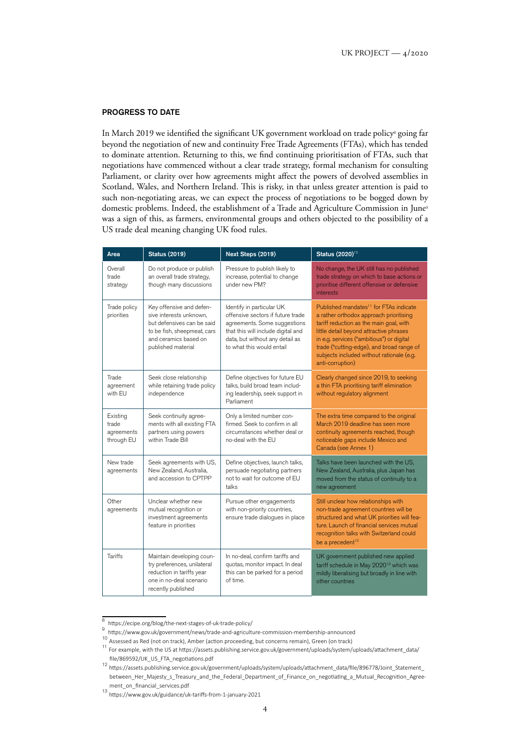## PROGRESS TO DATE

In March 2019 we identified the significant UK government workload on trade policy[8] going far beyond the negotiation of new and continuity Free Trade Agreements (FTAs), which has tended to dominate attention. Returning to this, we find continuing prioritisation of FTAs, such that negotiations have commenced without a clear trade strategy, formal mechanism for consulting Parliament, or clarity over how agreements might affect the powers of devolved assemblies in Scotland, Wales, and Northern Ireland. This is risky, in that unless greater attention is paid to such non-negotiating areas, we can expect the process of negotiations to be bogged down by domestic problems. Indeed, the establishment of a Trade and Agriculture Commission in June[9] was a sign of this, as farmers, environmental groups and others objected to the possibility of a US trade deal meaning changing UK food rules.

| Area | Status (2019) | Next Steps (2019) | Status (2020)[10] |
|---|---|---|---|
| Overall trade strategy | Do not produce or publish an overall trade strategy, though many discussions | Pressure to publish likely to increase, potential to change under new PM? | No change, the UK still has no published trade strategy on which to base actions or prioritise different offensive or defensive interests |
| Trade policy priorities | Key offensive and defensive interests unknown, but defensives can be said to be fish, sheepmeat, cars and ceramics based on published material | Identify in particular UK offensive sectors if future trade agreements. Some suggestions that this will include digital and data, but without any detail as to what this would entail | Published mandates[11] for FTAs indicate a rather orthodox approach prioritising tariff reduction as the main goal, with little detail beyond attractive phrases in e.g. services ("ambitious") or digital trade ("cutting-edge), and broad range of subjects included without rationale (e.g. anti-corruption) |
| Trade agreement with EU | Seek close relationship while retaining trade policy independence | Define objectives for future EU talks, build broad team including leadership, seek support in Parliament | Clearly changed since 2019, to seeking a thin FTA prioritising tariff elimination without regulatory alignment |
| Existing trade agreements through EU | Seek continuity agreements with all existing FTA partners using powers within Trade Bill | Only a limited number confirmed. Seek to confirm in all circumstances whether deal or no-deal with the EU | The extra time compared to the original March 2019 deadline has seen more continuity agreements reached, though noticeable gaps include Mexico and Canada (see Annex 1) |
| New trade agreements | Seek agreements with US, New Zealand, Australia, and accession to CPTPP | Define objectives, launch talks, persuade negotiating partners not to wait for outcome of EU talks | Talks have been launched with the US, New Zealand, Australia, plus Japan has moved from the status of continuity to a new agreement |
| Other agreements | Unclear whether new mutual recognition or investment agreements feature in priorities | Pursue other engagements with non-priority countries, ensure trade dialogues in place | Still unclear how relationships with non-trade agreement countries will be structured and what UK priorities will feature. Launch of financial services mutual recognition talks with Switzerland could be a precedent[12] |
| Tariffs | Maintain developing country preferences, unilateral reduction in tariffs year one in no-deal scenario recently published | In no-deal, confirm tariffs and quotas, monitor impact. In deal this can be parked for a period of time. | UK government published new applied tariff schedule in May 2020[13] which was mildly liberalising but broadly in line with other countries |

[8] https://ecipe.org/blog/the-next-stages-of-uk-trade-policy/

[9] https://www.gov.uk/government/news/trade-and-agriculture-commission-membership-announced

[10] Assessed as Red (not on track), Amber (action proceeding, but concerns remain), Green (on track)

[11] For example, with the US at https://assets.publishing.service.gov.uk/government/uploads/system/uploads/attachment_data/file/869592/UK_US_FTA_negotiations.pdf

[12] https://assets.publishing.service.gov.uk/government/uploads/system/uploads/attachment_data/file/896778/Joint_Statement_between_Her_Majesty_s_Treasury_and_the_Federal_Department_of_Finance_on_negotiating_a_Mutual_Recognition_Agreement_on_financial_services.pdf

[13] https://www.gov.uk/guidance/uk-tariffs-from-1-january-2021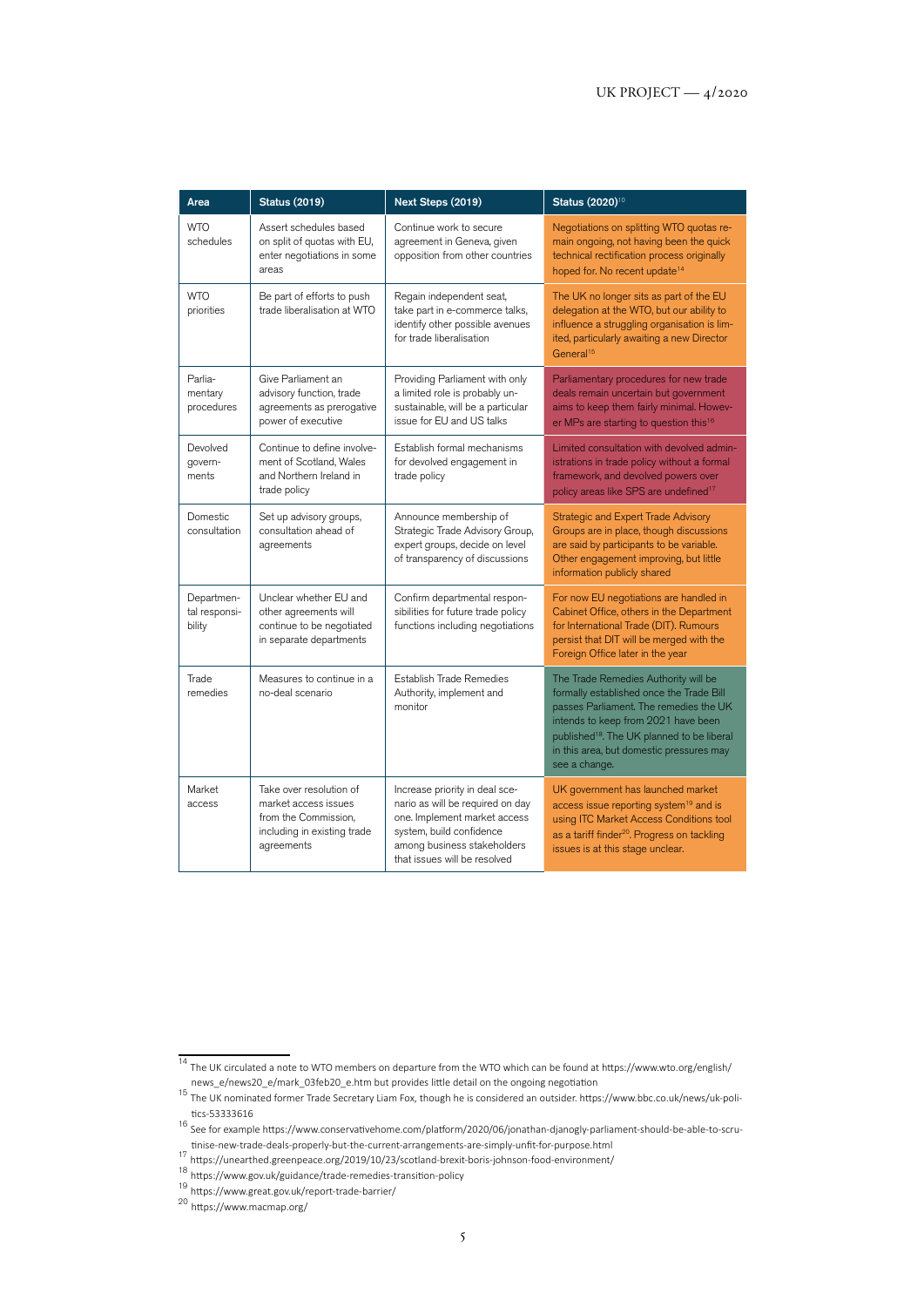| Area | Status (2019) | Next Steps (2019) | Status (2020)[10] |
|---|---|---|---|
| WTO schedules | Assert schedules based on split of quotas with EU, enter negotiations in some areas | Continue work to secure agreement in Geneva, given opposition from other countries | Negotiations on splitting WTO quotas remain ongoing, not having been the quick technical rectification process originally hoped for. No recent update[14] |
| WTO priorities | Be part of efforts to push trade liberalisation at WTO | Regain independent seat, take part in e-commerce talks, identify other possible avenues for trade liberalisation | The UK no longer sits as part of the EU delegation at the WTO, but our ability to influence a struggling organisation is limited, particularly awaiting a new Director General[15] |
| Parliamentary procedures | Give Parliament an advisory function, trade agreements as prerogative power of executive | Providing Parliament with only a limited role is probably unsustainable, will be a particular issue for EU and US talks | Parliamentary procedures for new trade deals remain uncertain but government aims to keep them fairly minimal. However MPs are starting to question this[16] |
| Devolved governments | Continue to define involvement of Scotland, Wales and Northern Ireland in trade policy | Establish formal mechanisms for devolved engagement in trade policy | Limited consultation with devolved administrations in trade policy without a formal framework, and devolved powers over policy areas like SPS are undefined[17] |
| Domestic consultation | Set up advisory groups, consultation ahead of agreements | Announce membership of Strategic Trade Advisory Group, expert groups, decide on level of transparency of discussions | Strategic and Expert Trade Advisory Groups are in place, though discussions are said by participants to be variable. Other engagement improving, but little information publicly shared |
| Departmental responsibility | Unclear whether EU and other agreements will continue to be negotiated in separate departments | Confirm departmental responsibilities for future trade policy functions including negotiations | For now EU negotiations are handled in Cabinet Office, others in the Department for International Trade (DIT). Rumours persist that DIT will be merged with the Foreign Office later in the year |
| Trade remedies | Measures to continue in a no-deal scenario | Establish Trade Remedies Authority, implement and monitor | The Trade Remedies Authority will be formally established once the Trade Bill passes Parliament. The remedies the UK intends to keep from 2021 have been published[18]. The UK planned to be liberal in this area, but domestic pressures may see a change. |
| Market access | Take over resolution of market access issues from the Commission, including in existing trade agreements | Increase priority in deal scenario as will be required on day one. Implement market access system, build confidence among business stakeholders that issues will be resolved | UK government has launched market access issue reporting system[19] and is using ITC Market Access Conditions tool as a tariff finder[20]. Progress on tackling issues is at this stage unclear. |

[14] The UK circulated a note to WTO members on departure from the WTO which can be found at https://www.wto.org/english/news_e/news20_e/mark_03feb20_e.htm but provides little detail on the ongoing negotiation

[15] The UK nominated former Trade Secretary Liam Fox, though he is considered an outsider. https://www.bbc.co.uk/news/uk-politics-53333616

[16] See for example https://www.conservativehome.com/platform/2020/06/jonathan-djanogly-parliament-should-be-able-to-scrutinise-new-trade-deals-properly-but-the-current-arrangements-are-simply-unfit-for-purpose.html

[17] https://unearthed.greenpeace.org/2019/10/23/scotland-brexit-boris-johnson-food-environment/

[18] https://www.gov.uk/guidance/trade-remedies-transition-policy

[19] https://www.great.gov.uk/report-trade-barrier/

[20] https://www.macmap.org/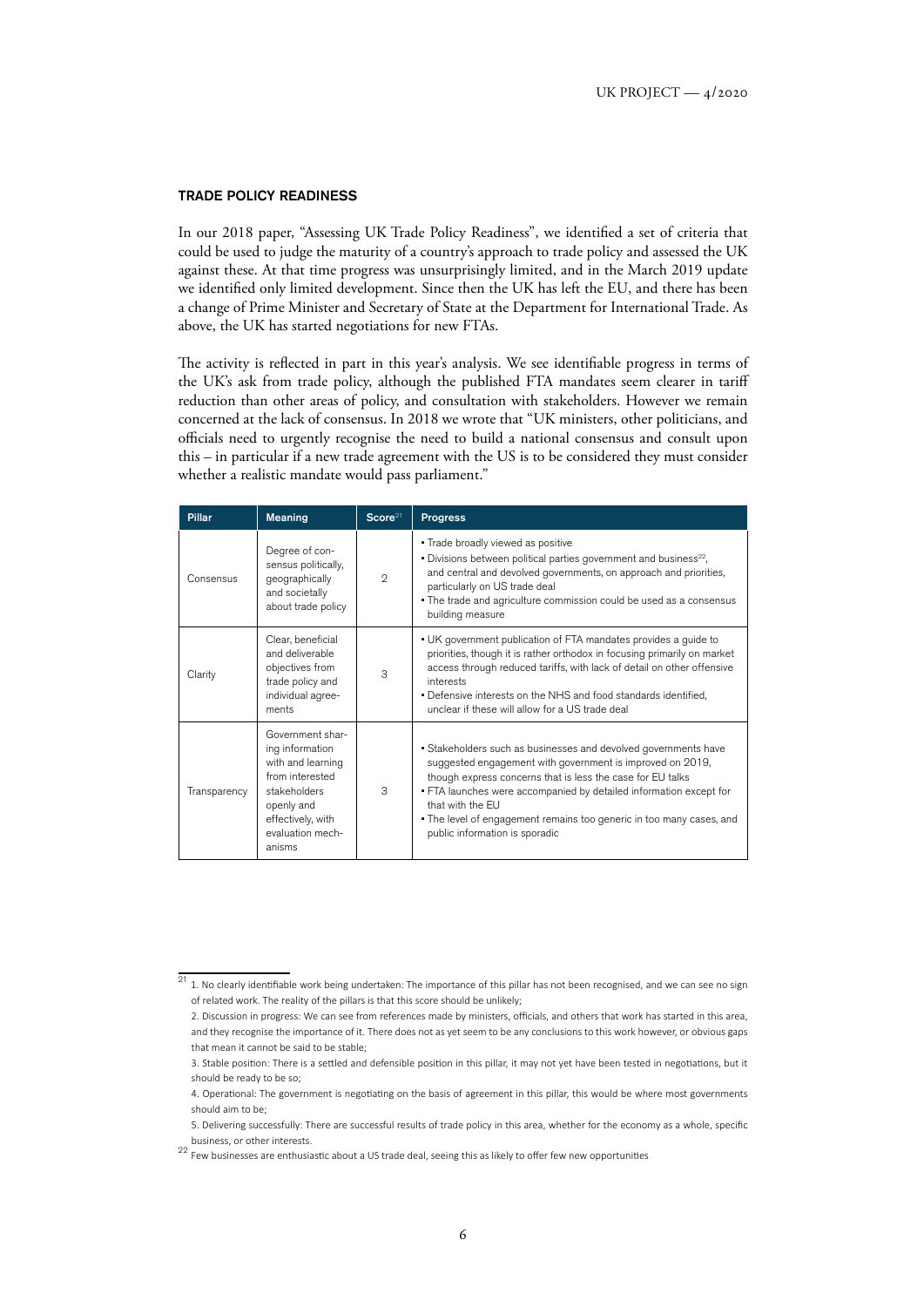## TRADE POLICY READINESS

In our 2018 paper, "Assessing UK Trade Policy Readiness", we identified a set of criteria that could be used to judge the maturity of a country's approach to trade policy and assessed the UK against these. At that time progress was unsurprisingly limited, and in the March 2019 update we identified only limited development. Since then the UK has left the EU, and there has been a change of Prime Minister and Secretary of State at the Department for International Trade. As above, the UK has started negotiations for new FTAs.

The activity is reflected in part in this year's analysis. We see identifiable progress in terms of the UK's ask from trade policy, although the published FTA mandates seem clearer in tariff reduction than other areas of policy, and consultation with stakeholders. However we remain concerned at the lack of consensus. In 2018 we wrote that "UK ministers, other politicians, and officials need to urgently recognise the need to build a national consensus and consult upon this – in particular if a new trade agreement with the US is to be considered they must consider whether a realistic mandate would pass parliament."

| Pillar | Meaning | Score[21] | Progress |
|---|---|---|---|
| Consensus | Degree of consensus politically, geographically and societally about trade policy | 2 | • Trade broadly viewed as positive<br>• Divisions between political parties government and business[22], and central and devolved governments, on approach and priorities, particularly on US trade deal<br>• The trade and agriculture commission could be used as a consensus building measure |
| Clarity | Clear, beneficial and deliverable objectives from trade policy and individual agreements | 3 | • UK government publication of FTA mandates provides a guide to priorities, though it is rather orthodox in focusing primarily on market access through reduced tariffs, with lack of detail on other offensive interests<br>• Defensive interests on the NHS and food standards identified, unclear if these will allow for a US trade deal |
| Transparency | Government sharing information with and learning from interested stakeholders openly and effectively, with evaluation mechanisms | 3 | • Stakeholders such as businesses and devolved governments have suggested engagement with government is improved on 2019, though express concerns that is less the case for EU talks<br>• FTA launches were accompanied by detailed information except for that with the EU<br>• The level of engagement remains too generic in too many cases, and public information is sporadic |

[21] 1. No clearly identifiable work being undertaken: The importance of this pillar has not been recognised, and we can see no sign of related work. The reality of the pillars is that this score should be unlikely;

2. Discussion in progress: We can see from references made by ministers, officials, and others that work has started in this area, and they recognise the importance of it. There does not as yet seem to be any conclusions to this work however, or obvious gaps that mean it cannot be said to be stable;

3. Stable position: There is a settled and defensible position in this pillar, it may not yet have been tested in negotiations, but it should be ready to be so;

4. Operational: The government is negotiating on the basis of agreement in this pillar, this would be where most governments should aim to be;

5. Delivering successfully: There are successful results of trade policy in this area, whether for the economy as a whole, specific business, or other interests.

[22] Few businesses are enthusiastic about a US trade deal, seeing this as likely to offer few new opportunities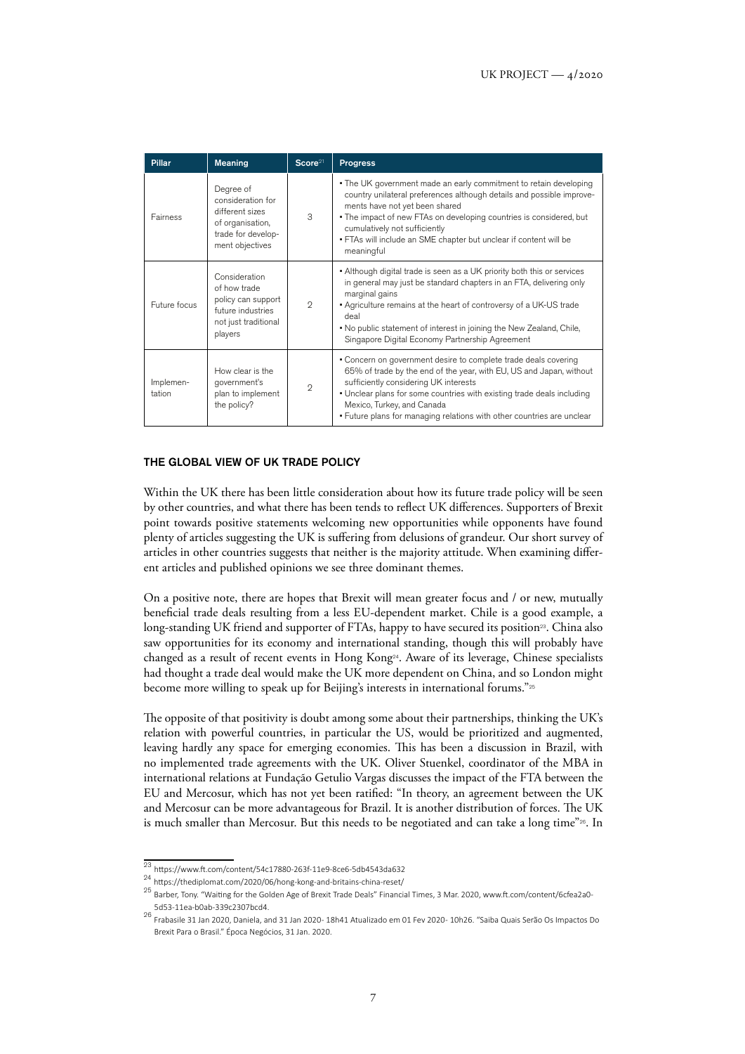| Pillar | Meaning | Score[21] | Progress |
|---|---|---|---|
| Fairness | Degree of consideration for different sizes of organisation, trade for development objectives | 3 | • The UK government made an early commitment to retain developing country unilateral preferences although details and possible improvements have not yet been shared<br>• The impact of new FTAs on developing countries is considered, but cumulatively not sufficiently<br>• FTAs will include an SME chapter but unclear if content will be meaningful |
| Future focus | Consideration of how trade policy can support future industries not just traditional players | 2 | • Although digital trade is seen as a UK priority both this or services in general may just be standard chapters in an FTA, delivering only marginal gains<br>• Agriculture remains at the heart of controversy of a UK-US trade deal<br>• No public statement of interest in joining the New Zealand, Chile, Singapore Digital Economy Partnership Agreement |
| Implementation | How clear is the government's plan to implement the policy? | 2 | • Concern on government desire to complete trade deals covering 65% of trade by the end of the year, with EU, US and Japan, without sufficiently considering UK interests<br>• Unclear plans for some countries with existing trade deals including Mexico, Turkey, and Canada<br>• Future plans for managing relations with other countries are unclear |

## THE GLOBAL VIEW OF UK TRADE POLICY

Within the UK there has been little consideration about how its future trade policy will be seen by other countries, and what there has been tends to reflect UK differences. Supporters of Brexit point towards positive statements welcoming new opportunities while opponents have found plenty of articles suggesting the UK is suffering from delusions of grandeur. Our short survey of articles in other countries suggests that neither is the majority attitude. When examining different articles and published opinions we see three dominant themes.

On a positive note, there are hopes that Brexit will mean greater focus and / or new, mutually beneficial trade deals resulting from a less EU-dependent market. Chile is a good example, a long-standing UK friend and supporter of FTAs, happy to have secured its position[23]. China also saw opportunities for its economy and international standing, though this will probably have changed as a result of recent events in Hong Kong[24]. Aware of its leverage, Chinese specialists had thought a trade deal would make the UK more dependent on China, and so London might become more willing to speak up for Beijing's interests in international forums."[25]

The opposite of that positivity is doubt among some about their partnerships, thinking the UK's relation with powerful countries, in particular the US, would be prioritized and augmented, leaving hardly any space for emerging economies. This has been a discussion in Brazil, with no implemented trade agreements with the UK. Oliver Stuenkel, coordinator of the MBA in international relations at Fundação Getulio Vargas discusses the impact of the FTA between the EU and Mercosur, which has not yet been ratified: "In theory, an agreement between the UK and Mercosur can be more advantageous for Brazil. It is another distribution of forces. The UK is much smaller than Mercosur. But this needs to be negotiated and can take a long time"[26]. In

[23] https://www.ft.com/content/54c17880-263f-11e9-8ce6-5db4543da632

[24] https://thediplomat.com/2020/06/hong-kong-and-britains-china-reset/

[25] Barber, Tony. "Waiting for the Golden Age of Brexit Trade Deals" Financial Times, 3 Mar. 2020, www.ft.com/content/6cfea2a0-5d53-11ea-b0ab-339c2307bcd4.

[26] Frabasile 31 Jan 2020, Daniela, and 31 Jan 2020- 18h41 Atualizado em 01 Fev 2020- 10h26. "Saiba Quais Serão Os Impactos Do Brexit Para o Brasil." Época Negócios, 31 Jan. 2020.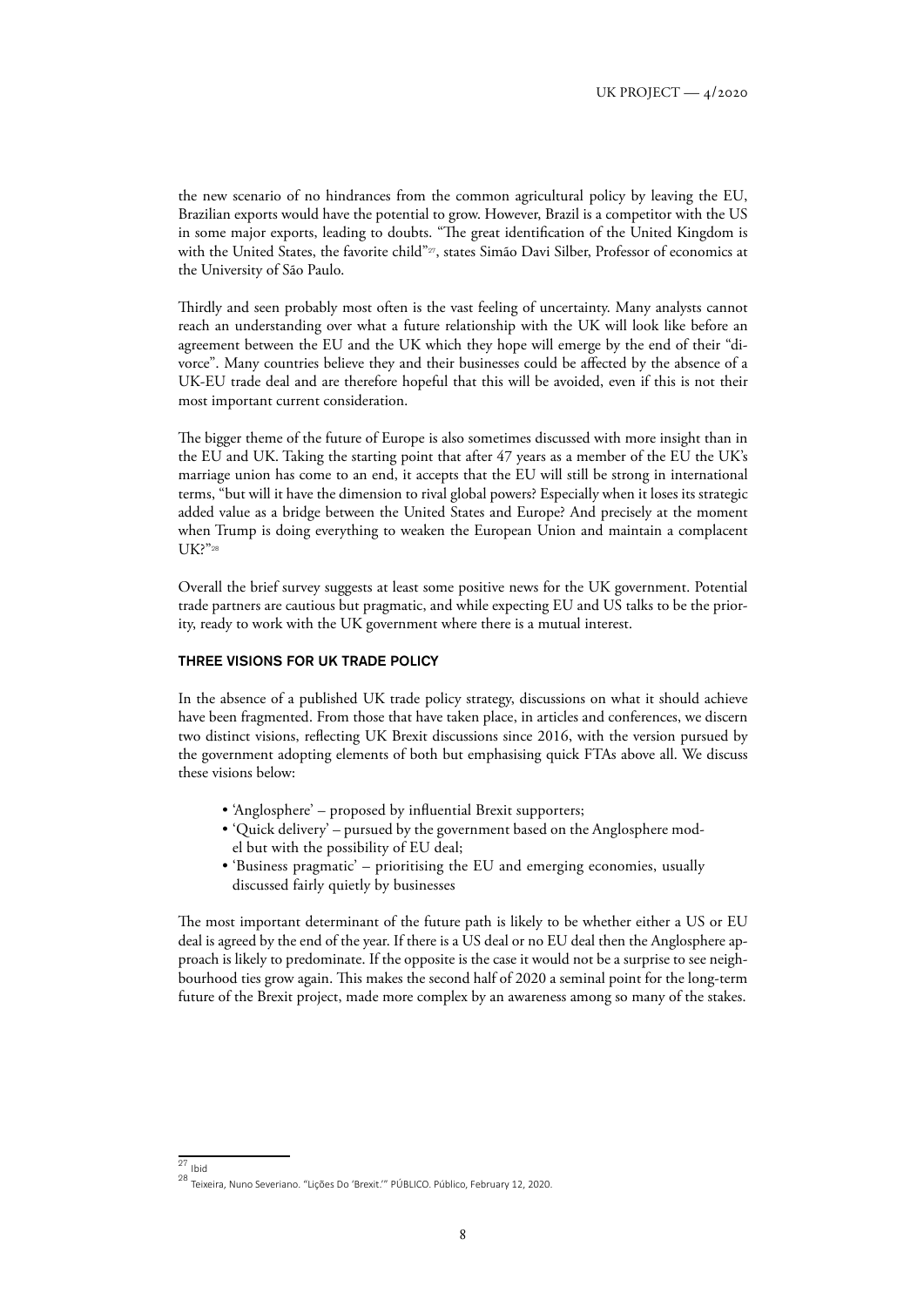the new scenario of no hindrances from the common agricultural policy by leaving the EU, Brazilian exports would have the potential to grow. However, Brazil is a competitor with the US in some major exports, leading to doubts. "The great identification of the United Kingdom is with the United States, the favorite child"[27], states Simão Davi Silber, Professor of economics at the University of São Paulo.

Thirdly and seen probably most often is the vast feeling of uncertainty. Many analysts cannot reach an understanding over what a future relationship with the UK will look like before an agreement between the EU and the UK which they hope will emerge by the end of their "divorce". Many countries believe they and their businesses could be affected by the absence of a UK-EU trade deal and are therefore hopeful that this will be avoided, even if this is not their most important current consideration.

The bigger theme of the future of Europe is also sometimes discussed with more insight than in the EU and UK. Taking the starting point that after 47 years as a member of the EU the UK's marriage union has come to an end, it accepts that the EU will still be strong in international terms, "but will it have the dimension to rival global powers? Especially when it loses its strategic added value as a bridge between the United States and Europe? And precisely at the moment when Trump is doing everything to weaken the European Union and maintain a complacent UK?"[28]

Overall the brief survey suggests at least some positive news for the UK government. Potential trade partners are cautious but pragmatic, and while expecting EU and US talks to be the priority, ready to work with the UK government where there is a mutual interest.

### THREE VISIONS FOR UK TRADE POLICY

In the absence of a published UK trade policy strategy, discussions on what it should achieve have been fragmented. From those that have taken place, in articles and conferences, we discern two distinct visions, reflecting UK Brexit discussions since 2016, with the version pursued by the government adopting elements of both but emphasising quick FTAs above all. We discuss these visions below:

- 'Anglosphere' – proposed by influential Brexit supporters;
- 'Quick delivery' – pursued by the government based on the Anglosphere model but with the possibility of EU deal;
- 'Business pragmatic' – prioritising the EU and emerging economies, usually discussed fairly quietly by businesses

The most important determinant of the future path is likely to be whether either a US or EU deal is agreed by the end of the year. If there is a US deal or no EU deal then the Anglosphere approach is likely to predominate. If the opposite is the case it would not be a surprise to see neighbourhood ties grow again. This makes the second half of 2020 a seminal point for the long-term future of the Brexit project, made more complex by an awareness among so many of the stakes.

---

[27] Ibid

[28] Teixeira, Nuno Severiano. "Lições Do 'Brexit.'" PÚBLICO. Público, February 12, 2020.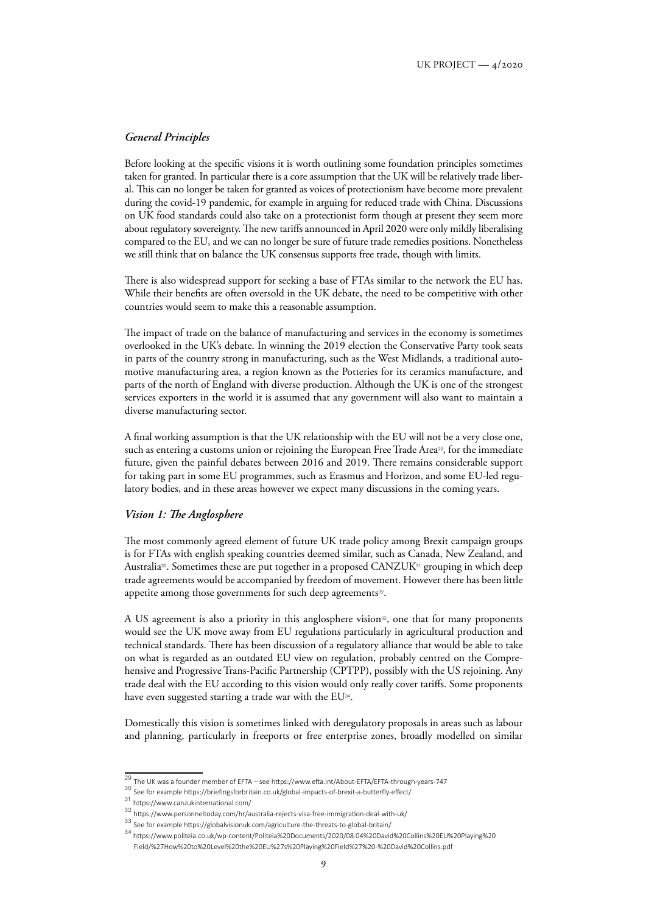### *General Principles*

Before looking at the specific visions it is worth outlining some foundation principles sometimes taken for granted. In particular there is a core assumption that the UK will be relatively trade liberal. This can no longer be taken for granted as voices of protectionism have become more prevalent during the covid-19 pandemic, for example in arguing for reduced trade with China. Discussions on UK food standards could also take on a protectionist form though at present they seem more about regulatory sovereignty. The new tariffs announced in April 2020 were only mildly liberalising compared to the EU, and we can no longer be sure of future trade remedies positions. Nonetheless we still think that on balance the UK consensus supports free trade, though with limits.

There is also widespread support for seeking a base of FTAs similar to the network the EU has. While their benefits are often oversold in the UK debate, the need to be competitive with other countries would seem to make this a reasonable assumption.

The impact of trade on the balance of manufacturing and services in the economy is sometimes overlooked in the UK's debate. In winning the 2019 election the Conservative Party took seats in parts of the country strong in manufacturing, such as the West Midlands, a traditional automotive manufacturing area, a region known as the Potteries for its ceramics manufacture, and parts of the north of England with diverse production. Although the UK is one of the strongest services exporters in the world it is assumed that any government will also want to maintain a diverse manufacturing sector.

A final working assumption is that the UK relationship with the EU will not be a very close one, such as entering a customs union or rejoining the European Free Trade Area[29], for the immediate future, given the painful debates between 2016 and 2019. There remains considerable support for taking part in some EU programmes, such as Erasmus and Horizon, and some EU-led regulatory bodies, and in these areas however we expect many discussions in the coming years.

### *Vision 1: The Anglosphere*

The most commonly agreed element of future UK trade policy among Brexit campaign groups is for FTAs with english speaking countries deemed similar, such as Canada, New Zealand, and Australia[30]. Sometimes these are put together in a proposed CANZUK[31] grouping in which deep trade agreements would be accompanied by freedom of movement. However there has been little appetite among those governments for such deep agreements[32].

A US agreement is also a priority in this anglosphere vision[33], one that for many proponents would see the UK move away from EU regulations particularly in agricultural production and technical standards. There has been discussion of a regulatory alliance that would be able to take on what is regarded as an outdated EU view on regulation, probably centred on the Comprehensive and Progressive Trans-Pacific Partnership (CPTPP), possibly with the US rejoining. Any trade deal with the EU according to this vision would only really cover tariffs. Some proponents have even suggested starting a trade war with the EU[34].

Domestically this vision is sometimes linked with deregulatory proposals in areas such as labour and planning, particularly in freeports or free enterprise zones, broadly modelled on similar

---

[29] The UK was a founder member of EFTA – see https://www.efta.int/About-EFTA/EFTA-through-years-747

[30] See for example https://briefingsforbritain.co.uk/global-impacts-of-brexit-a-butterfly-effect/

[31] https://www.canzukinternational.com/

[32] https://www.personneltoday.com/hr/australia-rejects-visa-free-immigration-deal-with-uk/

[33] See for example https://globalvisionuk.com/agriculture-the-threats-to-global-britain/

[34] https://www.politeia.co.uk/wp-content/Politeia%20Documents/2020/08.04%20David%20Collins%20EU%20Playing%20Field/%27How%20to%20Level%20the%20EU%27s%20Playing%20Field%27%20-%20David%20Collins.pdf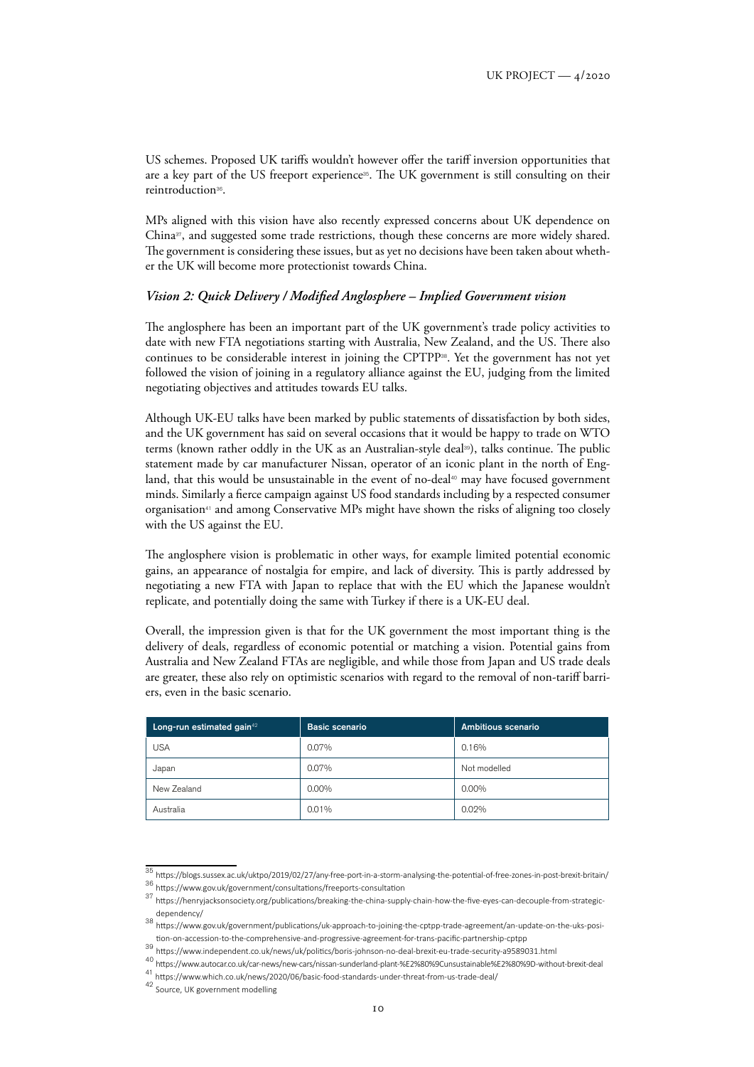US schemes. Proposed UK tariffs wouldn't however offer the tariff inversion opportunities that are a key part of the US freeport experience[35]. The UK government is still consulting on their reintroduction[36].

MPs aligned with this vision have also recently expressed concerns about UK dependence on China[37], and suggested some trade restrictions, though these concerns are more widely shared. The government is considering these issues, but as yet no decisions have been taken about whether the UK will become more protectionist towards China.

### *Vision 2: Quick Delivery / Modified Anglosphere – Implied Government vision*

The anglosphere has been an important part of the UK government's trade policy activities to date with new FTA negotiations starting with Australia, New Zealand, and the US. There also continues to be considerable interest in joining the CPTPP[38]. Yet the government has not yet followed the vision of joining in a regulatory alliance against the EU, judging from the limited negotiating objectives and attitudes towards EU talks.

Although UK-EU talks have been marked by public statements of dissatisfaction by both sides, and the UK government has said on several occasions that it would be happy to trade on WTO terms (known rather oddly in the UK as an Australian-style deal[39]), talks continue. The public statement made by car manufacturer Nissan, operator of an iconic plant in the north of England, that this would be unsustainable in the event of no-deal[40] may have focused government minds. Similarly a fierce campaign against US food standards including by a respected consumer organisation[41] and among Conservative MPs might have shown the risks of aligning too closely with the US against the EU.

The anglosphere vision is problematic in other ways, for example limited potential economic gains, an appearance of nostalgia for empire, and lack of diversity. This is partly addressed by negotiating a new FTA with Japan to replace that with the EU which the Japanese wouldn't replicate, and potentially doing the same with Turkey if there is a UK-EU deal.

Overall, the impression given is that for the UK government the most important thing is the delivery of deals, regardless of economic potential or matching a vision. Potential gains from Australia and New Zealand FTAs are negligible, and while those from Japan and US trade deals are greater, these also rely on optimistic scenarios with regard to the removal of non-tariff barriers, even in the basic scenario.

| Long-run estimated gain[42] | Basic scenario | Ambitious scenario |
|---|---|---|
| USA | 0.07% | 0.16% |
| Japan | 0.07% | Not modelled |
| New Zealand | 0.00% | 0.00% |
| Australia | 0.01% | 0.02% |

---

35 https://blogs.sussex.ac.uk/uktpo/2019/02/27/any-free-port-in-a-storm-analysing-the-potential-of-free-zones-in-post-brexit-britain/

36 https://www.gov.uk/government/consultations/freeports-consultation

37 https://henryjacksonsociety.org/publications/breaking-the-china-supply-chain-how-the-five-eyes-can-decouple-from-strategic-dependency/

38 https://www.gov.uk/government/publications/uk-approach-to-joining-the-cptpp-trade-agreement/an-update-on-the-uks-position-on-accession-to-the-comprehensive-and-progressive-agreement-for-trans-pacific-partnership-cptpp

39 https://www.independent.co.uk/news/uk/politics/boris-johnson-no-deal-brexit-eu-trade-security-a9589031.html

40 https://www.autocar.co.uk/car-news/new-cars/nissan-sunderland-plant-%E2%80%9Cunsustainable%E2%80%9D-without-brexit-deal

41 https://www.which.co.uk/news/2020/06/basic-food-standards-under-threat-from-us-trade-deal/

42 Source, UK government modelling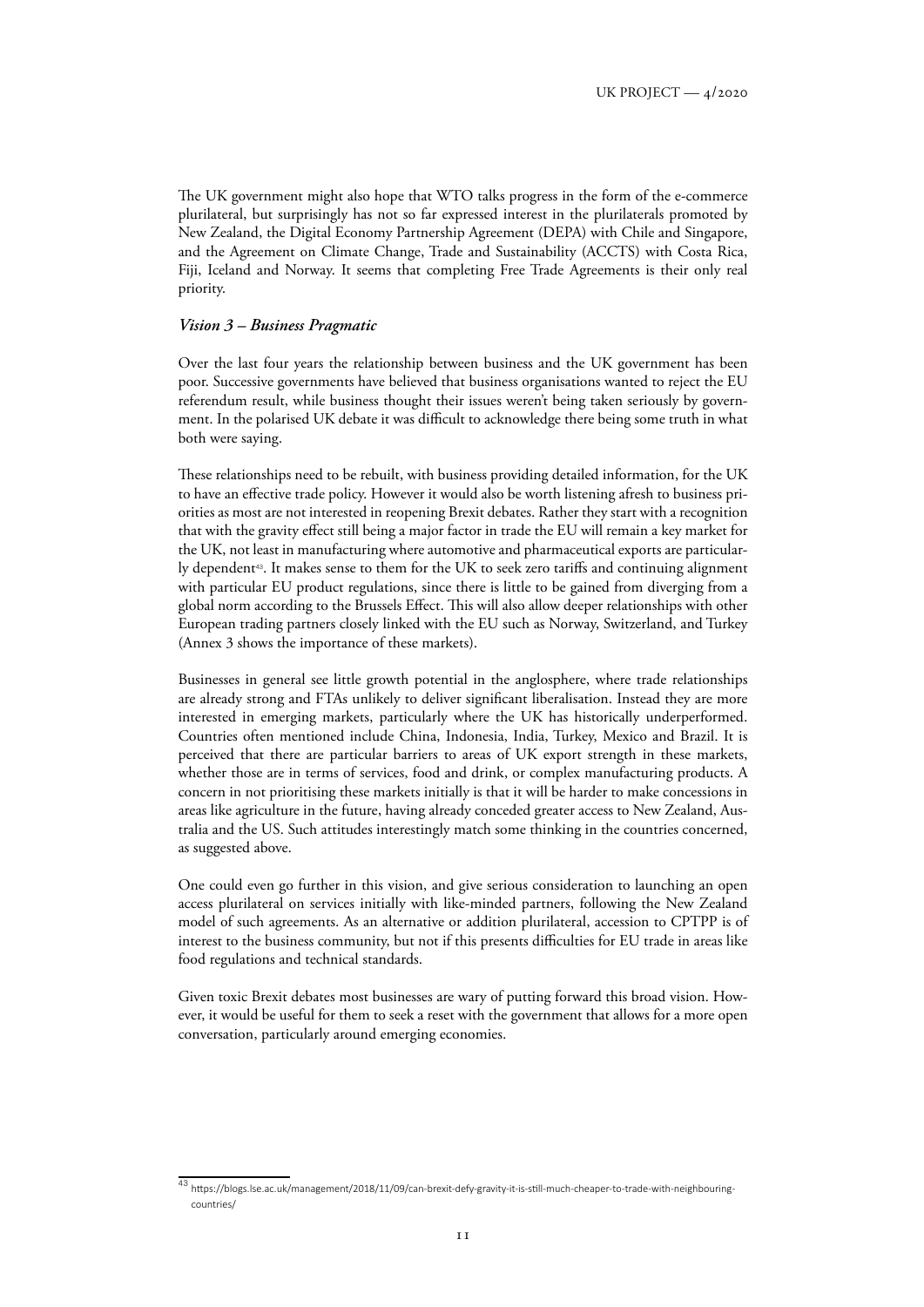The UK government might also hope that WTO talks progress in the form of the e-commerce plurilateral, but surprisingly has not so far expressed interest in the plurilaterals promoted by New Zealand, the Digital Economy Partnership Agreement (DEPA) with Chile and Singapore, and the Agreement on Climate Change, Trade and Sustainability (ACCTS) with Costa Rica, Fiji, Iceland and Norway. It seems that completing Free Trade Agreements is their only real priority.

### *Vision 3 – Business Pragmatic*

Over the last four years the relationship between business and the UK government has been poor. Successive governments have believed that business organisations wanted to reject the EU referendum result, while business thought their issues weren't being taken seriously by government. In the polarised UK debate it was difficult to acknowledge there being some truth in what both were saying.

These relationships need to be rebuilt, with business providing detailed information, for the UK to have an effective trade policy. However it would also be worth listening afresh to business priorities as most are not interested in reopening Brexit debates. Rather they start with a recognition that with the gravity effect still being a major factor in trade the EU will remain a key market for the UK, not least in manufacturing where automotive and pharmaceutical exports are particularly dependent[43]. It makes sense to them for the UK to seek zero tariffs and continuing alignment with particular EU product regulations, since there is little to be gained from diverging from a global norm according to the Brussels Effect. This will also allow deeper relationships with other European trading partners closely linked with the EU such as Norway, Switzerland, and Turkey (Annex 3 shows the importance of these markets).

Businesses in general see little growth potential in the anglosphere, where trade relationships are already strong and FTAs unlikely to deliver significant liberalisation. Instead they are more interested in emerging markets, particularly where the UK has historically underperformed. Countries often mentioned include China, Indonesia, India, Turkey, Mexico and Brazil. It is perceived that there are particular barriers to areas of UK export strength in these markets, whether those are in terms of services, food and drink, or complex manufacturing products. A concern in not prioritising these markets initially is that it will be harder to make concessions in areas like agriculture in the future, having already conceded greater access to New Zealand, Australia and the US. Such attitudes interestingly match some thinking in the countries concerned, as suggested above.

One could even go further in this vision, and give serious consideration to launching an open access plurilateral on services initially with like-minded partners, following the New Zealand model of such agreements. As an alternative or addition plurilateral, accession to CPTPP is of interest to the business community, but not if this presents difficulties for EU trade in areas like food regulations and technical standards.

Given toxic Brexit debates most businesses are wary of putting forward this broad vision. However, it would be useful for them to seek a reset with the government that allows for a more open conversation, particularly around emerging economies.

---

[43] https://blogs.lse.ac.uk/management/2018/11/09/can-brexit-defy-gravity-it-is-still-much-cheaper-to-trade-with-neighbouring-countries/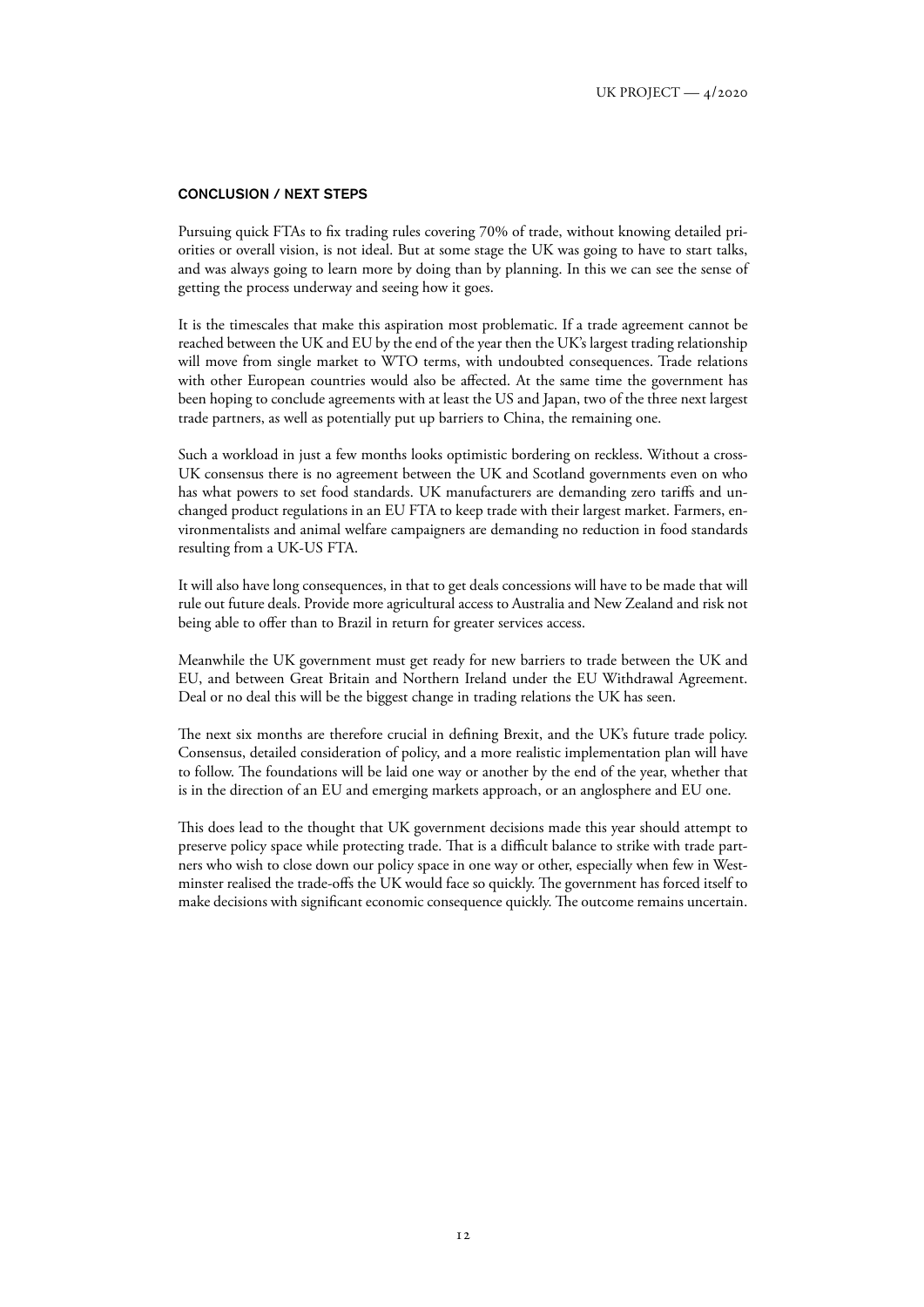## CONCLUSION / NEXT STEPS

Pursuing quick FTAs to fix trading rules covering 70% of trade, without knowing detailed priorities or overall vision, is not ideal. But at some stage the UK was going to have to start talks, and was always going to learn more by doing than by planning. In this we can see the sense of getting the process underway and seeing how it goes.

It is the timescales that make this aspiration most problematic. If a trade agreement cannot be reached between the UK and EU by the end of the year then the UK's largest trading relationship will move from single market to WTO terms, with undoubted consequences. Trade relations with other European countries would also be affected. At the same time the government has been hoping to conclude agreements with at least the US and Japan, two of the three next largest trade partners, as well as potentially put up barriers to China, the remaining one.

Such a workload in just a few months looks optimistic bordering on reckless. Without a cross-UK consensus there is no agreement between the UK and Scotland governments even on who has what powers to set food standards. UK manufacturers are demanding zero tariffs and unchanged product regulations in an EU FTA to keep trade with their largest market. Farmers, environmentalists and animal welfare campaigners are demanding no reduction in food standards resulting from a UK-US FTA.

It will also have long consequences, in that to get deals concessions will have to be made that will rule out future deals. Provide more agricultural access to Australia and New Zealand and risk not being able to offer than to Brazil in return for greater services access.

Meanwhile the UK government must get ready for new barriers to trade between the UK and EU, and between Great Britain and Northern Ireland under the EU Withdrawal Agreement. Deal or no deal this will be the biggest change in trading relations the UK has seen.

The next six months are therefore crucial in defining Brexit, and the UK's future trade policy. Consensus, detailed consideration of policy, and a more realistic implementation plan will have to follow. The foundations will be laid one way or another by the end of the year, whether that is in the direction of an EU and emerging markets approach, or an anglosphere and EU one.

This does lead to the thought that UK government decisions made this year should attempt to preserve policy space while protecting trade. That is a difficult balance to strike with trade partners who wish to close down our policy space in one way or other, especially when few in Westminster realised the trade-offs the UK would face so quickly. The government has forced itself to make decisions with significant economic consequence quickly. The outcome remains uncertain.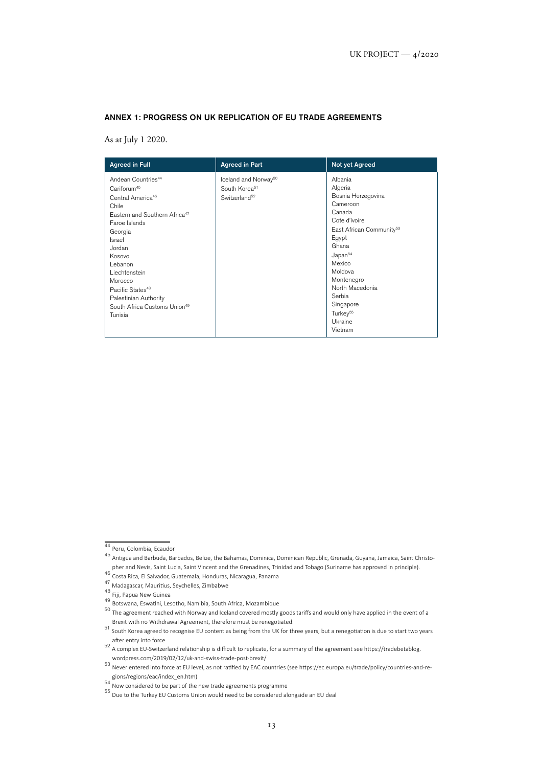## ANNEX 1: PROGRESS ON UK REPLICATION OF EU TRADE AGREEMENTS

As at July 1 2020.

| Agreed in Full | Agreed in Part | Not yet Agreed |
|---|---|---|
| Andean Countries[44] | Iceland and Norway[50] | Albania |
| Cariforum[45] | South Korea[51] | Algeria |
| Central America[46] | Switzerland[52] | Bosnia Herzegovina |
| Chile | | Cameroon |
| Eastern and Southern Africa[47] | | Canada |
| Faroe Islands | | Cote d'Ivoire |
| Georgia | | East African Community[53] |
| Israel | | Egypt |
| Jordan | | Ghana |
| Kosovo | | Japan[54] |
| Lebanon | | Mexico |
| Liechtenstein | | Moldova |
| Morocco | | Montenegro |
| Pacific States[48] | | North Macedonia |
| Palestinian Authority | | Serbia |
| South Africa Customs Union[49] | | Singapore |
| Tunisia | | Turkey[55] |
| | | Ukraine |
| | | Vietnam |

---

44 Peru, Colombia, Ecaudor

45 Antigua and Barbuda, Barbados, Belize, the Bahamas, Dominica, Dominican Republic, Grenada, Guyana, Jamaica, Saint Christopher and Nevis, Saint Lucia, Saint Vincent and the Grenadines, Trinidad and Tobago (Suriname has approved in principle).

46 Costa Rica, El Salvador, Guatemala, Honduras, Nicaragua, Panama

47 Madagascar, Mauritius, Seychelles, Zimbabwe

48 Fiji, Papua New Guinea

49 Botswana, Eswatini, Lesotho, Namibia, South Africa, Mozambique

50 The agreement reached with Norway and Iceland covered mostly goods tariffs and would only have applied in the event of a Brexit with no Withdrawal Agreement, therefore must be renegotiated.

51 South Korea agreed to recognise EU content as being from the UK for three years, but a renegotiation is due to start two years after entry into force

52 A complex EU-Switzerland relationship is difficult to replicate, for a summary of the agreement see https://tradebetablog.wordpress.com/2019/02/12/uk-and-swiss-trade-post-brexit/

53 Never entered into force at EU level, as not ratified by EAC countries (see https://ec.europa.eu/trade/policy/countries-and-regions/regions/eac/index_en.htm)

54 Now considered to be part of the new trade agreements programme

55 Due to the Turkey EU Customs Union would need to be considered alongside an EU deal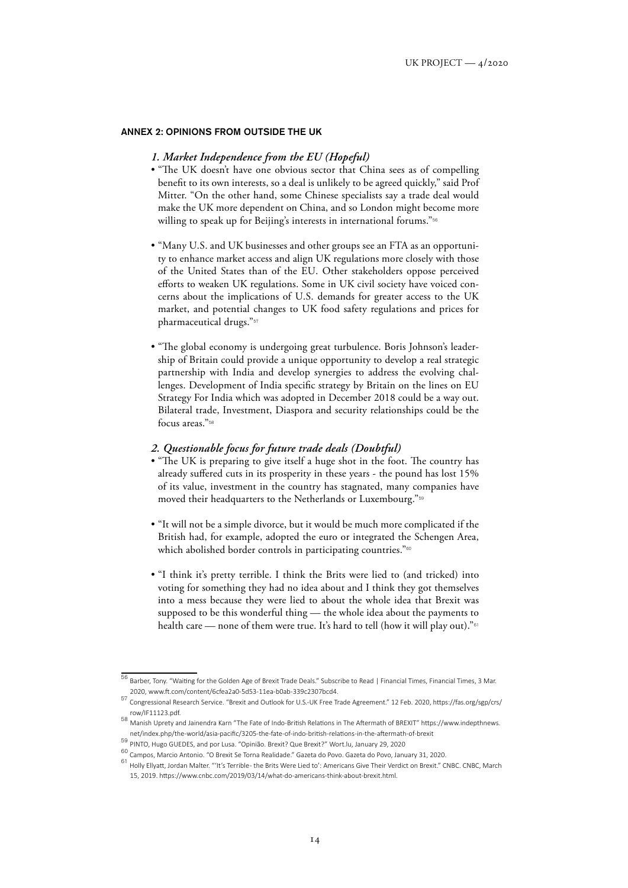## ANNEX 2: OPINIONS FROM OUTSIDE THE UK

### *1. Market Independence from the EU (Hopeful)*

- "The UK doesn't have one obvious sector that China sees as of compelling benefit to its own interests, so a deal is unlikely to be agreed quickly," said Prof Mitter. "On the other hand, some Chinese specialists say a trade deal would make the UK more dependent on China, and so London might become more willing to speak up for Beijing's interests in international forums."[56]

- "Many U.S. and UK businesses and other groups see an FTA as an opportunity to enhance market access and align UK regulations more closely with those of the United States than of the EU. Other stakeholders oppose perceived efforts to weaken UK regulations. Some in UK civil society have voiced concerns about the implications of U.S. demands for greater access to the UK market, and potential changes to UK food safety regulations and prices for pharmaceutical drugs."[57]

- "The global economy is undergoing great turbulence. Boris Johnson's leadership of Britain could provide a unique opportunity to develop a real strategic partnership with India and develop synergies to address the evolving challenges. Development of India specific strategy by Britain on the lines on EU Strategy For India which was adopted in December 2018 could be a way out. Bilateral trade, Investment, Diaspora and security relationships could be the focus areas."[58]

### *2. Questionable focus for future trade deals (Doubtful)*

- "The UK is preparing to give itself a huge shot in the foot. The country has already suffered cuts in its prosperity in these years - the pound has lost 15% of its value, investment in the country has stagnated, many companies have moved their headquarters to the Netherlands or Luxembourg."[59]

- "It will not be a simple divorce, but it would be much more complicated if the British had, for example, adopted the euro or integrated the Schengen Area, which abolished border controls in participating countries."[60]

- "I think it's pretty terrible. I think the Brits were lied to (and tricked) into voting for something they had no idea about and I think they got themselves into a mess because they were lied to about the whole idea that Brexit was supposed to be this wonderful thing — the whole idea about the payments to health care — none of them were true. It's hard to tell (how it will play out)."[61]

---

[56] Barber, Tony. "Waiting for the Golden Age of Brexit Trade Deals." Subscribe to Read | Financial Times, Financial Times, 3 Mar. 2020, www.ft.com/content/6cfea2a0-5d53-11ea-b0ab-339c2307bcd4.

[57] Congressional Research Service. "Brexit and Outlook for U.S.-UK Free Trade Agreement." 12 Feb. 2020, https://fas.org/sgp/crs/row/IF11123.pdf.

[58] Manish Uprety and Jainendra Karn "The Fate of Indo-British Relations in The Aftermath of BREXIT" https://www.indepthnews.net/index.php/the-world/asia-pacific/3205-the-fate-of-indo-british-relations-in-the-aftermath-of-brexit

[59] PINTO, Hugo GUEDES, and por Lusa. "Opinião. Brexit? Que Brexit?" Wort.lu, January 29, 2020

[60] Campos, Marcio Antonio. "O Brexit Se Torna Realidade." Gazeta do Povo. Gazeta do Povo, January 31, 2020.

[61] Holly Ellyatt, Jordan Malter. "'It's Terrible- the Brits Were Lied to': Americans Give Their Verdict on Brexit." CNBC. CNBC, March 15, 2019. https://www.cnbc.com/2019/03/14/what-do-americans-think-about-brexit.html.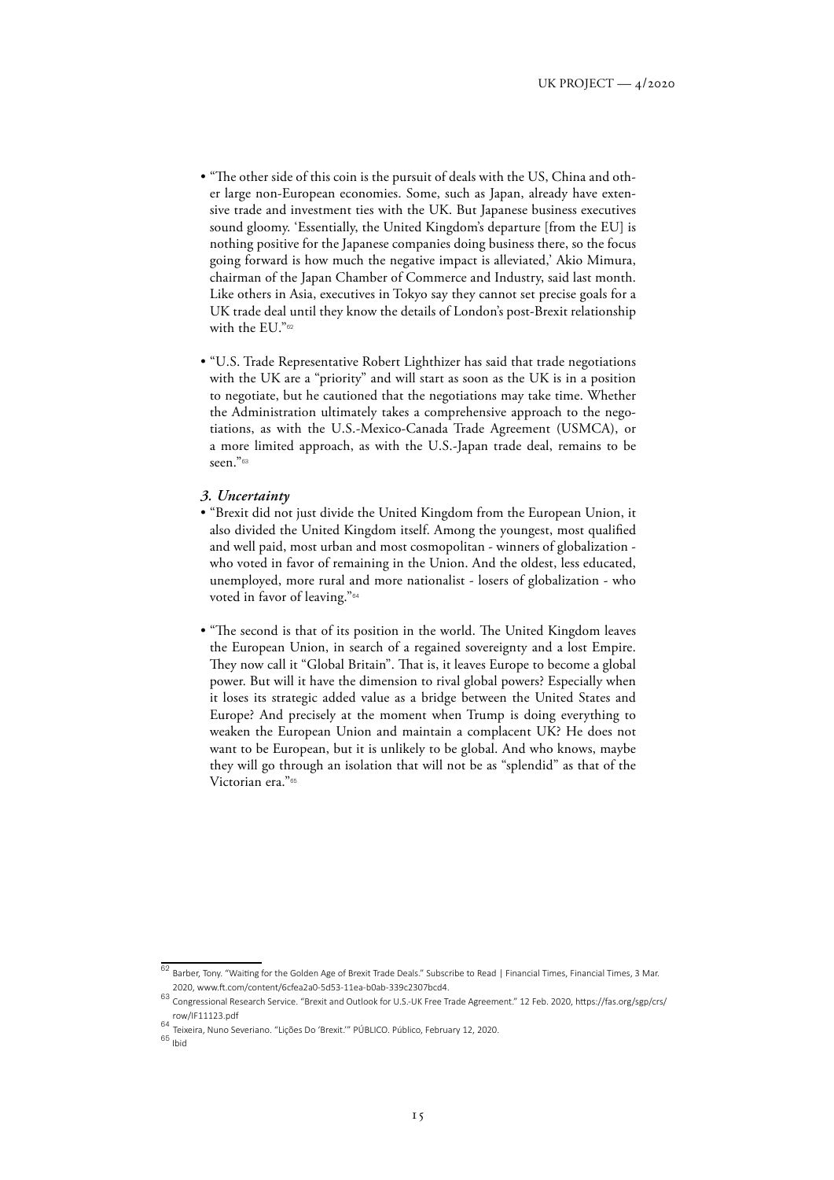- "The other side of this coin is the pursuit of deals with the US, China and other large non-European economies. Some, such as Japan, already have extensive trade and investment ties with the UK. But Japanese business executives sound gloomy. 'Essentially, the United Kingdom's departure [from the EU] is nothing positive for the Japanese companies doing business there, so the focus going forward is how much the negative impact is alleviated,' Akio Mimura, chairman of the Japan Chamber of Commerce and Industry, said last month. Like others in Asia, executives in Tokyo say they cannot set precise goals for a UK trade deal until they know the details of London's post-Brexit relationship with the EU."[62]

- "U.S. Trade Representative Robert Lighthizer has said that trade negotiations with the UK are a "priority" and will start as soon as the UK is in a position to negotiate, but he cautioned that the negotiations may take time. Whether the Administration ultimately takes a comprehensive approach to the negotiations, as with the U.S.-Mexico-Canada Trade Agreement (USMCA), or a more limited approach, as with the U.S.-Japan trade deal, remains to be seen."[63]

### *3. Uncertainty*

- "Brexit did not just divide the United Kingdom from the European Union, it also divided the United Kingdom itself. Among the youngest, most qualified and well paid, most urban and most cosmopolitan - winners of globalization - who voted in favor of remaining in the Union. And the oldest, less educated, unemployed, more rural and more nationalist - losers of globalization - who voted in favor of leaving."[64]

- "The second is that of its position in the world. The United Kingdom leaves the European Union, in search of a regained sovereignty and a lost Empire. They now call it "Global Britain". That is, it leaves Europe to become a global power. But will it have the dimension to rival global powers? Especially when it loses its strategic added value as a bridge between the United States and Europe? And precisely at the moment when Trump is doing everything to weaken the European Union and maintain a complacent UK? He does not want to be European, but it is unlikely to be global. And who knows, maybe they will go through an isolation that will not be as "splendid" as that of the Victorian era."[65]

---

[62] Barber, Tony. "Waiting for the Golden Age of Brexit Trade Deals." Subscribe to Read | Financial Times, Financial Times, 3 Mar. 2020, www.ft.com/content/6cfea2a0-5d53-11ea-b0ab-339c2307bcd4.

[63] Congressional Research Service. "Brexit and Outlook for U.S.-UK Free Trade Agreement." 12 Feb. 2020, https://fas.org/sgp/crs/row/IF11123.pdf

[64] Teixeira, Nuno Severiano. "Lições Do 'Brexit.'" PÚBLICO. Público, February 12, 2020.

[65] Ibid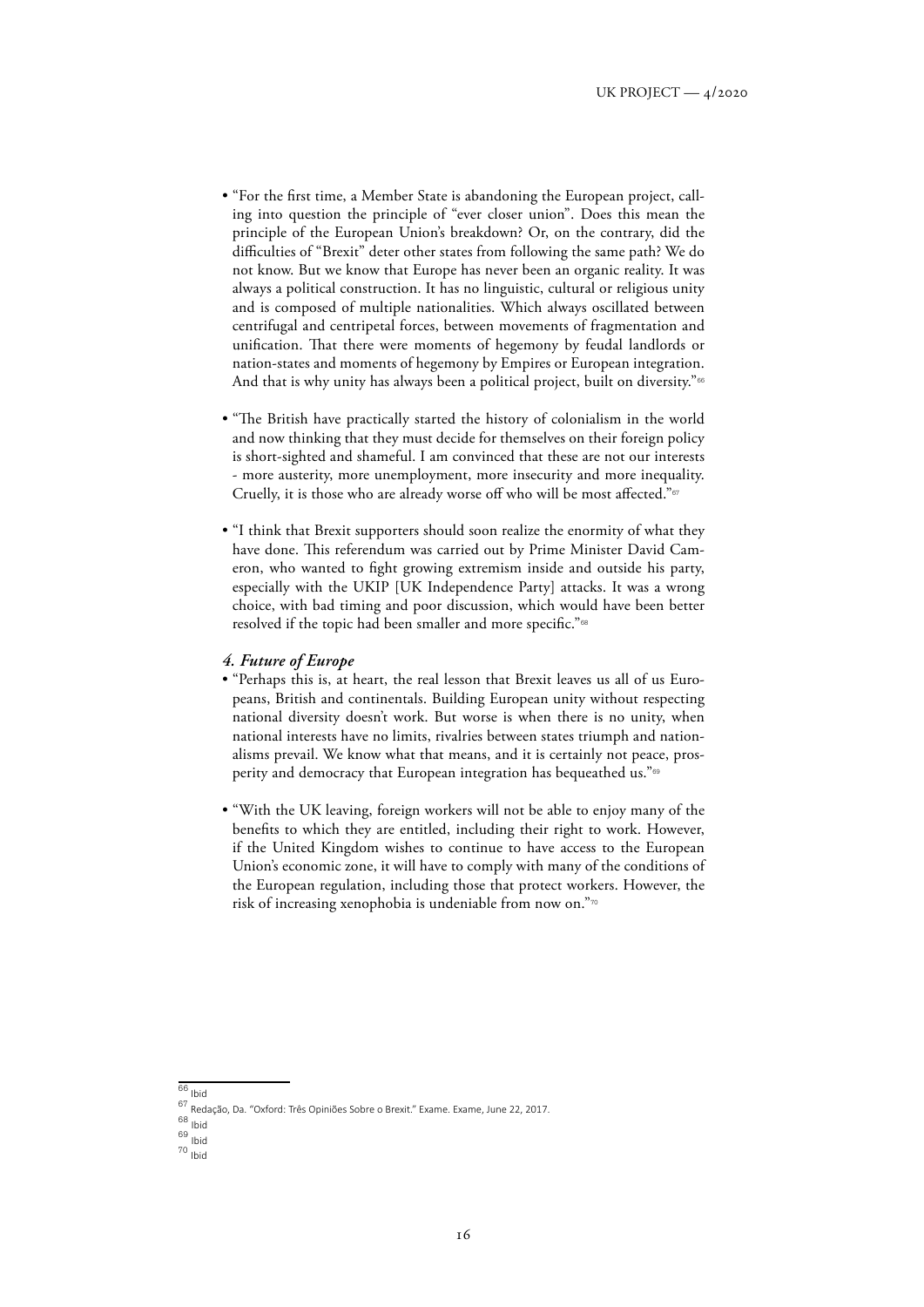- "For the first time, a Member State is abandoning the European project, calling into question the principle of "ever closer union". Does this mean the principle of the European Union's breakdown? Or, on the contrary, did the difficulties of "Brexit" deter other states from following the same path? We do not know. But we know that Europe has never been an organic reality. It was always a political construction. It has no linguistic, cultural or religious unity and is composed of multiple nationalities. Which always oscillated between centrifugal and centripetal forces, between movements of fragmentation and unification. That there were moments of hegemony by feudal landlords or nation-states and moments of hegemony by Empires or European integration. And that is why unity has always been a political project, built on diversity."[66]

- "The British have practically started the history of colonialism in the world and now thinking that they must decide for themselves on their foreign policy is short-sighted and shameful. I am convinced that these are not our interests - more austerity, more unemployment, more insecurity and more inequality. Cruelly, it is those who are already worse off who will be most affected."[67]

- "I think that Brexit supporters should soon realize the enormity of what they have done. This referendum was carried out by Prime Minister David Cameron, who wanted to fight growing extremism inside and outside his party, especially with the UKIP [UK Independence Party] attacks. It was a wrong choice, with bad timing and poor discussion, which would have been better resolved if the topic had been smaller and more specific."[68]

### *4. Future of Europe*

- "Perhaps this is, at heart, the real lesson that Brexit leaves us all of us Europeans, British and continentals. Building European unity without respecting national diversity doesn't work. But worse is when there is no unity, when national interests have no limits, rivalries between states triumph and nationalisms prevail. We know what that means, and it is certainly not peace, prosperity and democracy that European integration has bequeathed us."[69]

- "With the UK leaving, foreign workers will not be able to enjoy many of the benefits to which they are entitled, including their right to work. However, if the United Kingdom wishes to continue to have access to the European Union's economic zone, it will have to comply with many of the conditions of the European regulation, including those that protect workers. However, the risk of increasing xenophobia is undeniable from now on."[70]

---

[66] Ibid

[67] Redação, Da. "Oxford: Três Opiniões Sobre o Brexit." Exame. Exame, June 22, 2017.

[68] Ibid

[69] Ibid

[70] Ibid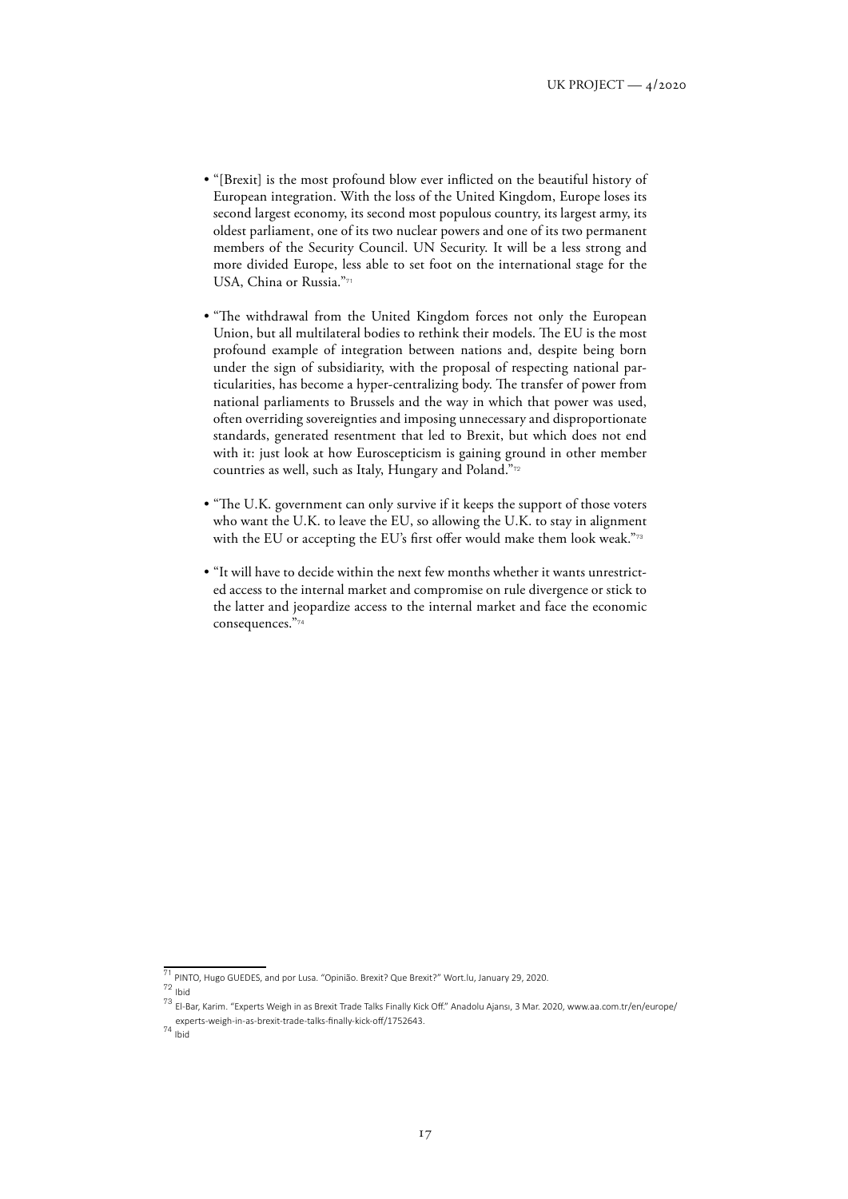- "[Brexit] is the most profound blow ever inflicted on the beautiful history of European integration. With the loss of the United Kingdom, Europe loses its second largest economy, its second most populous country, its largest army, its oldest parliament, one of its two nuclear powers and one of its two permanent members of the Security Council. UN Security. It will be a less strong and more divided Europe, less able to set foot on the international stage for the USA, China or Russia."[71]

- "The withdrawal from the United Kingdom forces not only the European Union, but all multilateral bodies to rethink their models. The EU is the most profound example of integration between nations and, despite being born under the sign of subsidiarity, with the proposal of respecting national particularities, has become a hyper-centralizing body. The transfer of power from national parliaments to Brussels and the way in which that power was used, often overriding sovereignties and imposing unnecessary and disproportionate standards, generated resentment that led to Brexit, but which does not end with it: just look at how Euroscepticism is gaining ground in other member countries as well, such as Italy, Hungary and Poland."[72]

- "The U.K. government can only survive if it keeps the support of those voters who want the U.K. to leave the EU, so allowing the U.K. to stay in alignment with the EU or accepting the EU's first offer would make them look weak."[73]

- "It will have to decide within the next few months whether it wants unrestricted access to the internal market and compromise on rule divergence or stick to the latter and jeopardize access to the internal market and face the economic consequences."[74]

---

[71] PINTO, Hugo GUEDES, and por Lusa. "Opinião. Brexit? Que Brexit?" Wort.lu, January 29, 2020.

[72] Ibid

[73] El-Bar, Karim. "Experts Weigh in as Brexit Trade Talks Finally Kick Off." Anadolu Ajansı, 3 Mar. 2020, www.aa.com.tr/en/europe/experts-weigh-in-as-brexit-trade-talks-finally-kick-off/1752643.

[74] Ibid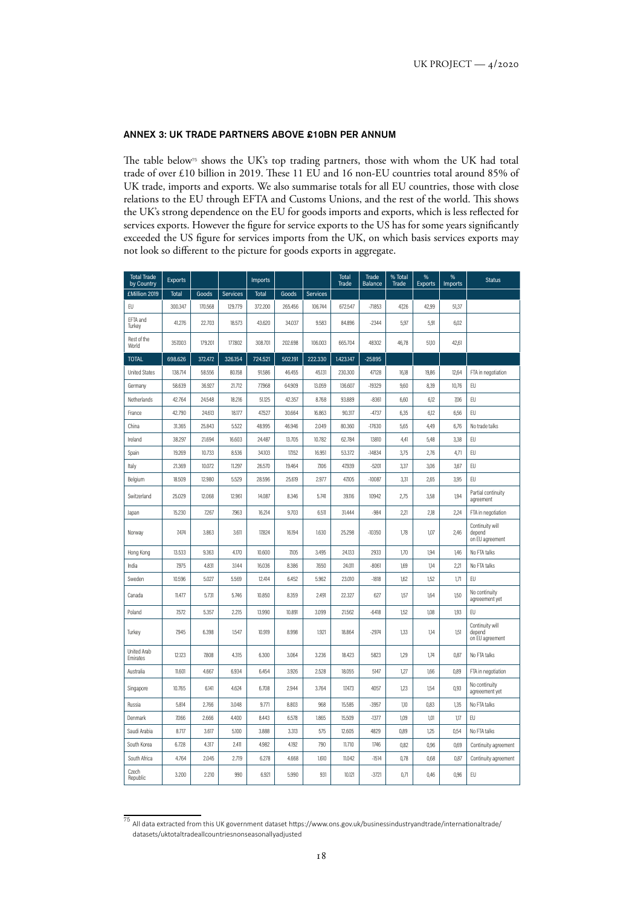## ANNEX 3: UK TRADE PARTNERS ABOVE £10BN PER ANNUM

The table below[75] shows the UK's top trading partners, those with whom the UK had total trade of over £10 billion in 2019. These 11 EU and 16 non-EU countries total around 85% of UK trade, imports and exports. We also summarise totals for all EU countries, those with close relations to the EU through EFTA and Customs Unions, and the rest of the world. This shows the UK's strong dependence on the EU for goods imports and exports, which is less reflected for services exports. However the figure for service exports to the US has for some years significantly exceeded the US figure for services imports from the UK, on which basis services exports may not look so different to the picture for goods exports in aggregate.

| Total Trade by Country | Exports | | | Imports | | | Total Trade | Trade Balance | % Total Trade | % Exports | % Imports | Status |
|---|---|---|---|---|---|---|---|---|---|---|---|---|
| £Million 2019 | Total | Goods | Services | Total | Goods | Services | | | | | | |
| EU | 300.347 | 170.568 | 129.779 | 372.200 | 265.456 | 106.744 | 672.547 | -71853 | 47,26 | 42,99 | 51,37 | |
| EFTA and Turkey | 41.276 | 22.703 | 18.573 | 43.620 | 34.037 | 9.583 | 84.896 | -2344 | 5,97 | 5,91 | 6,02 | |
| Rest of the World | 357.003 | 179.201 | 177.802 | 308.701 | 202.698 | 106.003 | 665.704 | 48302 | 46,78 | 51,10 | 42,61 | |
| TOTAL | 698.626 | 372.472 | 326.154 | 724.521 | 502.191 | 222.330 | 1.423.147 | -25895 | | | | |
| United States | 138.714 | 58.556 | 80.158 | 91.586 | 46.455 | 45.131 | 230.300 | 47128 | 16,18 | 19,86 | 12,64 | FTA in negotiation |
| Germany | 58.639 | 36.927 | 21.712 | 77.968 | 64.909 | 13.059 | 136.607 | -19329 | 9,60 | 8,39 | 10,76 | EU |
| Netherlands | 42.764 | 24.548 | 18.216 | 51.125 | 42.357 | 8.768 | 93.889 | -8361 | 6,60 | 6,12 | 7,06 | EU |
| France | 42.790 | 24.613 | 18.177 | 47.527 | 30.664 | 16.863 | 90.317 | -4737 | 6,35 | 6,12 | 6,56 | EU |
| China | 31.365 | 25.843 | 5.522 | 48.995 | 46.946 | 2.049 | 80.360 | -17630 | 5,65 | 4,49 | 6,76 | No trade talks |
| Ireland | 38.297 | 21.694 | 16.603 | 24.487 | 13.705 | 10.782 | 62.784 | 13810 | 4,41 | 5,48 | 3,38 | EU |
| Spain | 19.269 | 10.733 | 8.536 | 34.103 | 17.152 | 16.951 | 53.372 | -14834 | 3,75 | 2,76 | 4,71 | EU |
| Italy | 21.369 | 10.072 | 11.297 | 26.570 | 19.464 | 7.106 | 47.939 | -5201 | 3,37 | 3,06 | 3,67 | EU |
| Belgium | 18.509 | 12.980 | 5.529 | 28.596 | 25.619 | 2.977 | 47.105 | -10087 | 3,31 | 2,65 | 3,95 | EU |
| Switzerland | 25.029 | 12.068 | 12.961 | 14.087 | 8.346 | 5.741 | 39.116 | 10942 | 2,75 | 3,58 | 1,94 | Partial continuity agreement |
| Japan | 15.230 | 7.267 | 7.963 | 16.214 | 9.703 | 6.511 | 31.444 | -984 | 2,21 | 2,18 | 2,24 | FTA in negotiation |
| Norway | 7.474 | 3.863 | 3.611 | 17.824 | 16.194 | 1.630 | 25.298 | -10350 | 1,78 | 1,07 | 2,46 | Continuity will depend on EU agreement |
| Hong Kong | 13.533 | 9.363 | 4.170 | 10.600 | 7.105 | 3.495 | 24.133 | 2933 | 1,70 | 1,94 | 1,46 | No FTA talks |
| India | 7.975 | 4.831 | 3.144 | 16.036 | 8.386 | 7.650 | 24.011 | -8061 | 1,69 | 1,14 | 2,21 | No FTA talks |
| Sweden | 10.596 | 5.027 | 5.569 | 12.414 | 6.452 | 5.962 | 23.010 | -1818 | 1,62 | 1,52 | 1,71 | EU |
| Canada | 11.477 | 5.731 | 5.746 | 10.850 | 8.359 | 2.491 | 22.327 | 627 | 1,57 | 1,64 | 1,50 | No continuity agreement yet |
| Poland | 7.572 | 5.357 | 2.215 | 13.990 | 10.891 | 3.099 | 21.562 | -6418 | 1,52 | 1,08 | 1,93 | EU |
| Turkey | 7.945 | 6.398 | 1.547 | 10.919 | 8.998 | 1.921 | 18.864 | -2974 | 1,33 | 1,14 | 1,51 | Continuity will depend on EU agreement |
| United Arab Emirates | 12.123 | 7.808 | 4.315 | 6.300 | 3.064 | 3.236 | 18.423 | 5823 | 1,29 | 1,74 | 0,87 | No FTA talks |
| Australia | 11.601 | 4.667 | 6.934 | 6.454 | 3.926 | 2.528 | 18.055 | 5147 | 1,27 | 1,66 | 0,89 | FTA in negotiation |
| Singapore | 10.765 | 6.141 | 4.624 | 6.708 | 2.944 | 3.764 | 17.473 | 4057 | 1,23 | 1,54 | 0,93 | No continuity agreement yet |
| Russia | 5.814 | 2.766 | 3.048 | 9.771 | 8.803 | 968 | 15.585 | -3957 | 1,10 | 0,83 | 1,35 | No FTA talks |
| Denmark | 7.066 | 2.666 | 4.400 | 8.443 | 6.578 | 1.865 | 15.509 | -1377 | 1,09 | 1,01 | 1,17 | EU |
| Saudi Arabia | 8.717 | 3.617 | 5.100 | 3.888 | 3.313 | 575 | 12.605 | 4829 | 0,89 | 1,25 | 0,54 | No FTA talks |
| South Korea | 6.728 | 4.317 | 2.411 | 4.982 | 4.192 | 790 | 11.710 | 1746 | 0,82 | 0,96 | 0,69 | Continuity agreement |
| South Africa | 4.764 | 2.045 | 2.719 | 6.278 | 4.668 | 1.610 | 11.042 | -1514 | 0,78 | 0,68 | 0,87 | Continuity agreement |
| Czech Republic | 3.200 | 2.210 | 990 | 6.921 | 5.990 | 931 | 10.121 | -3721 | 0,71 | 0,46 | 0,96 | EU |

[75] All data extracted from this UK government dataset https://www.ons.gov.uk/businessindustryandtrade/internationaltrade/datasets/uktotaltradeallcountriesnonseasonallyadjusted